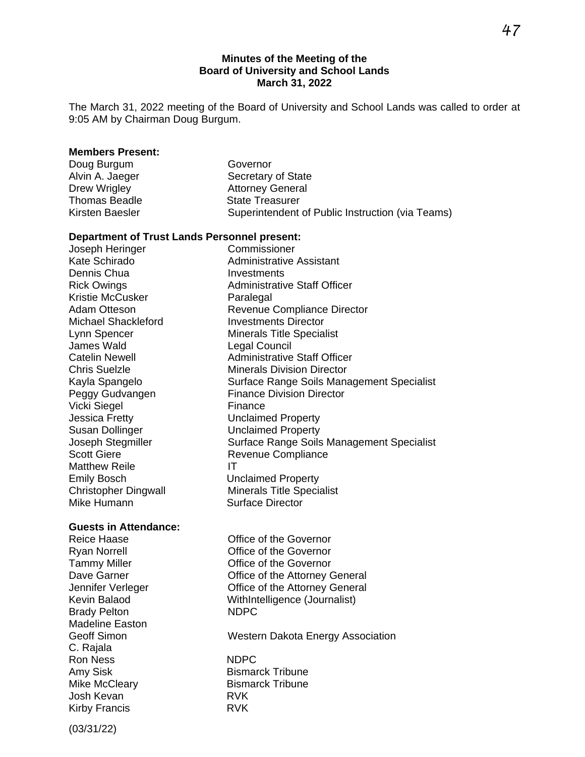**Minutes of the Meeting of the**
**Board of University and School Lands**
**March 31, 2022**

The March 31, 2022 meeting of the Board of University and School Lands was called to order at 9:05 AM by Chairman Doug Burgum.

**Members Present:**

| | |
|---|---|
| Doug Burgum | Governor |
| Alvin A. Jaeger | Secretary of State |
| Drew Wrigley | Attorney General |
| Thomas Beadle | State Treasurer |
| Kirsten Baesler | Superintendent of Public Instruction (via Teams) |

**Department of Trust Lands Personnel present:**

| | |
|---|---|
| Joseph Heringer | Commissioner |
| Kate Schirado | Administrative Assistant |
| Dennis Chua | Investments |
| Rick Owings | Administrative Staff Officer |
| Kristie McCusker | Paralegal |
| Adam Otteson | Revenue Compliance Director |
| Michael Shackleford | Investments Director |
| Lynn Spencer | Minerals Title Specialist |
| James Wald | Legal Council |
| Catelin Newell | Administrative Staff Officer |
| Chris Suelzle | Minerals Division Director |
| Kayla Spangelo | Surface Range Soils Management Specialist |
| Peggy Gudvangen | Finance Division Director |
| Vicki Siegel | Finance |
| Jessica Fretty | Unclaimed Property |
| Susan Dollinger | Unclaimed Property |
| Joseph Stegmiller | Surface Range Soils Management Specialist |
| Scott Giere | Revenue Compliance |
| Matthew Reile | IT |
| Emily Bosch | Unclaimed Property |
| Christopher Dingwall | Minerals Title Specialist |
| Mike Humann | Surface Director |

**Guests in Attendance:**

| | |
|---|---|
| Reice Haase | Office of the Governor |
| Ryan Norrell | Office of the Governor |
| Tammy Miller | Office of the Governor |
| Dave Garner | Office of the Attorney General |
| Jennifer Verleger | Office of the Attorney General |
| Kevin Balaod | WithIntelligence (Journalist) |
| Brady Pelton | NDPC |
| Madeline Easton | |
| Geoff Simon | Western Dakota Energy Association |
| C. Rajala | |
| Ron Ness | NDPC |
| Amy Sisk | Bismarck Tribune |
| Mike McCleary | Bismarck Tribune |
| Josh Kevan | RVK |
| Kirby Francis | RVK |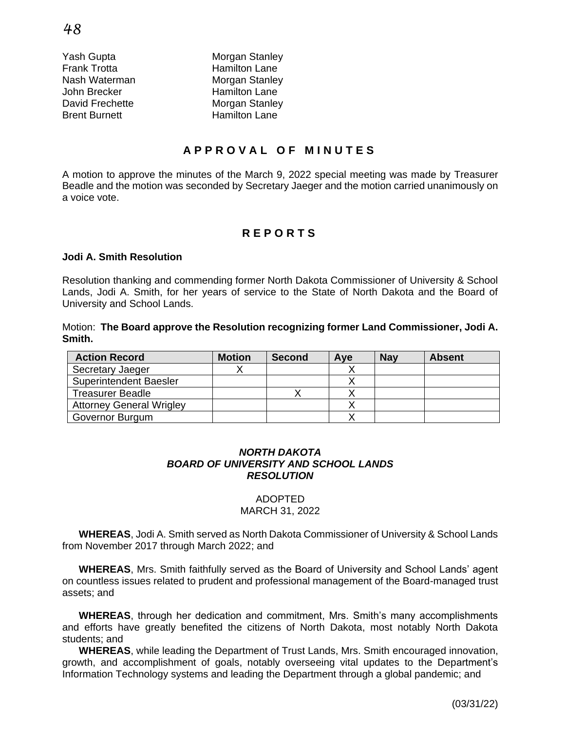| | |
|---|---|
| Yash Gupta | Morgan Stanley |
| Frank Trotta | Hamilton Lane |
| Nash Waterman | Morgan Stanley |
| John Brecker | Hamilton Lane |
| David Frechette | Morgan Stanley |
| Brent Burnett | Hamilton Lane |

## A P P R O V A L O F M I N U T E S

A motion to approve the minutes of the March 9, 2022 special meeting was made by Treasurer Beadle and the motion was seconded by Secretary Jaeger and the motion carried unanimously on a voice vote.

## R E P O R T S

**Jodi A. Smith Resolution**

Resolution thanking and commending former North Dakota Commissioner of University & School Lands, Jodi A. Smith, for her years of service to the State of North Dakota and the Board of University and School Lands.

Motion: **The Board approve the Resolution recognizing former Land Commissioner, Jodi A. Smith.**

| Action Record | Motion | Second | Aye | Nay | Absent |
|---|---|---|---|---|---|
| Secretary Jaeger | X | | X | | |
| Superintendent Baesler | | | X | | |
| Treasurer Beadle | | X | X | | |
| Attorney General Wrigley | | | X | | |
| Governor Burgum | | | X | | |

***NORTH DAKOTA***
***BOARD OF UNIVERSITY AND SCHOOL LANDS***
***RESOLUTION***

ADOPTED
MARCH 31, 2022

**WHEREAS**, Jodi A. Smith served as North Dakota Commissioner of University & School Lands from November 2017 through March 2022; and

**WHEREAS**, Mrs. Smith faithfully served as the Board of University and School Lands' agent on countless issues related to prudent and professional management of the Board-managed trust assets; and

**WHEREAS**, through her dedication and commitment, Mrs. Smith's many accomplishments and efforts have greatly benefited the citizens of North Dakota, most notably North Dakota students; and

**WHEREAS**, while leading the Department of Trust Lands, Mrs. Smith encouraged innovation, growth, and accomplishment of goals, notably overseeing vital updates to the Department's Information Technology systems and leading the Department through a global pandemic; and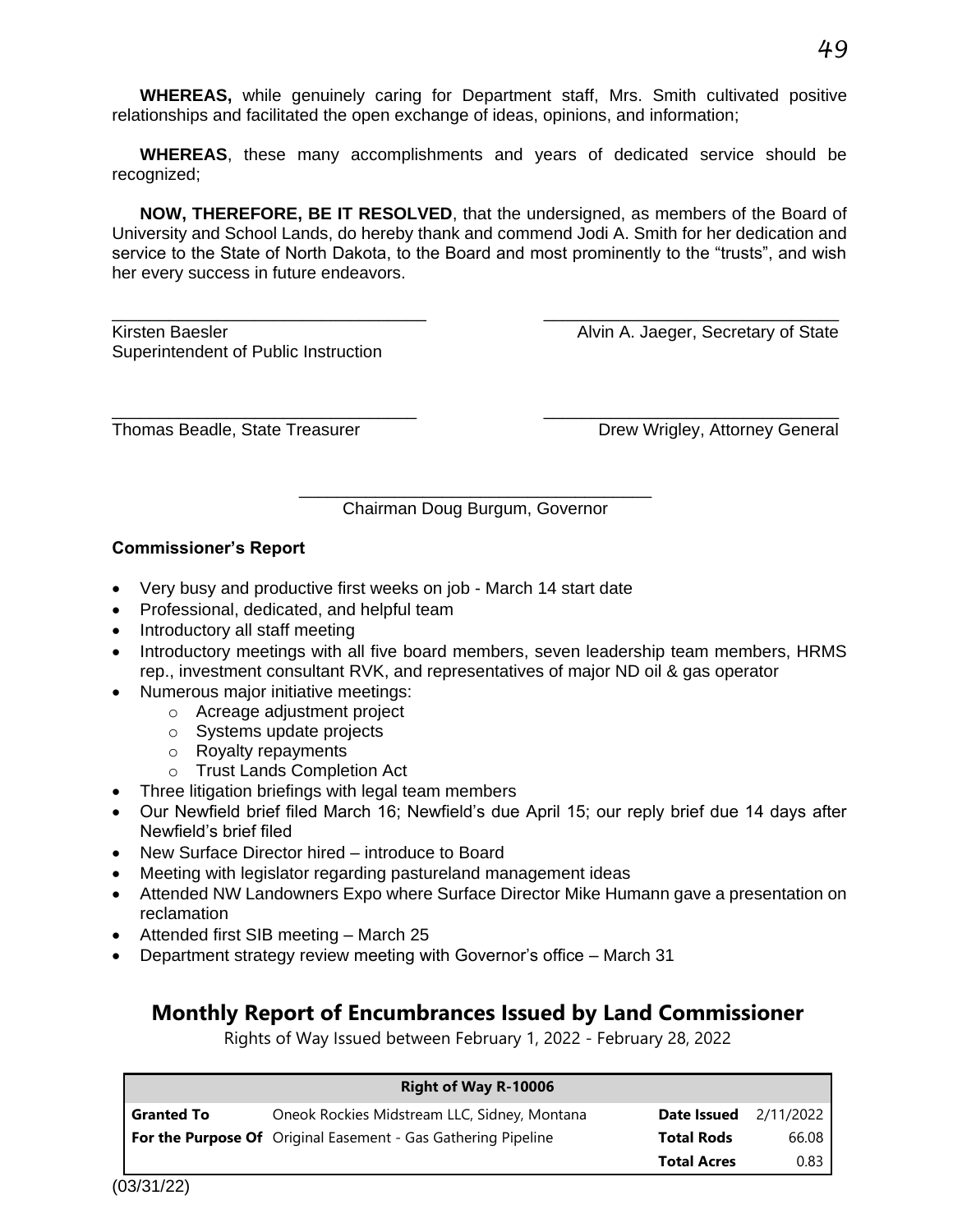**WHEREAS,** while genuinely caring for Department staff, Mrs. Smith cultivated positive relationships and facilitated the open exchange of ideas, opinions, and information;

**WHEREAS**, these many accomplishments and years of dedicated service should be recognized;

**NOW, THEREFORE, BE IT RESOLVED**, that the undersigned, as members of the Board of University and School Lands, do hereby thank and commend Jodi A. Smith for her dedication and service to the State of North Dakota, to the Board and most prominently to the "trusts", and wish her every success in future endeavors.

\_\_\_\_\_\_\_\_\_\_\_\_\_\_\_\_\_\_\_\_\_\_\_\_\_\_\_\_\_\_\_\_\_\_
Kirsten Baesler
Superintendent of Public Instruction

\_\_\_\_\_\_\_\_\_\_\_\_\_\_\_\_\_\_\_\_\_\_\_\_\_\_\_\_\_\_\_\_\_\_
Alvin A. Jaeger, Secretary of State

\_\_\_\_\_\_\_\_\_\_\_\_\_\_\_\_\_\_\_\_\_\_\_\_\_\_\_\_\_\_\_\_\_\_
Thomas Beadle, State Treasurer

\_\_\_\_\_\_\_\_\_\_\_\_\_\_\_\_\_\_\_\_\_\_\_\_\_\_\_\_\_\_\_\_\_\_
Drew Wrigley, Attorney General

\_\_\_\_\_\_\_\_\_\_\_\_\_\_\_\_\_\_\_\_\_\_\_\_\_\_\_\_\_\_\_\_\_\_
Chairman Doug Burgum, Governor

**Commissioner's Report**

- Very busy and productive first weeks on job - March 14 start date
- Professional, dedicated, and helpful team
- Introductory all staff meeting
- Introductory meetings with all five board members, seven leadership team members, HRMS rep., investment consultant RVK, and representatives of major ND oil & gas operator
- Numerous major initiative meetings:
  - Acreage adjustment project
  - Systems update projects
  - Royalty repayments
  - Trust Lands Completion Act
- Three litigation briefings with legal team members
- Our Newfield brief filed March 16; Newfield's due April 15; our reply brief due 14 days after Newfield's brief filed
- New Surface Director hired – introduce to Board
- Meeting with legislator regarding pastureland management ideas
- Attended NW Landowners Expo where Surface Director Mike Humann gave a presentation on reclamation
- Attended first SIB meeting – March 25
- Department strategy review meeting with Governor's office – March 31

## Monthly Report of Encumbrances Issued by Land Commissioner

Rights of Way Issued between February 1, 2022 - February 28, 2022

| Right of Way R-10006 | | | |
|---|---|---|---|
| **Granted To** | Oneok Rockies Midstream LLC, Sidney, Montana | **Date Issued** | 2/11/2022 |
| **For the Purpose Of** | Original Easement - Gas Gathering Pipeline | **Total Rods** | 66.08 |
| | | **Total Acres** | 0.83 |

(03/31/22)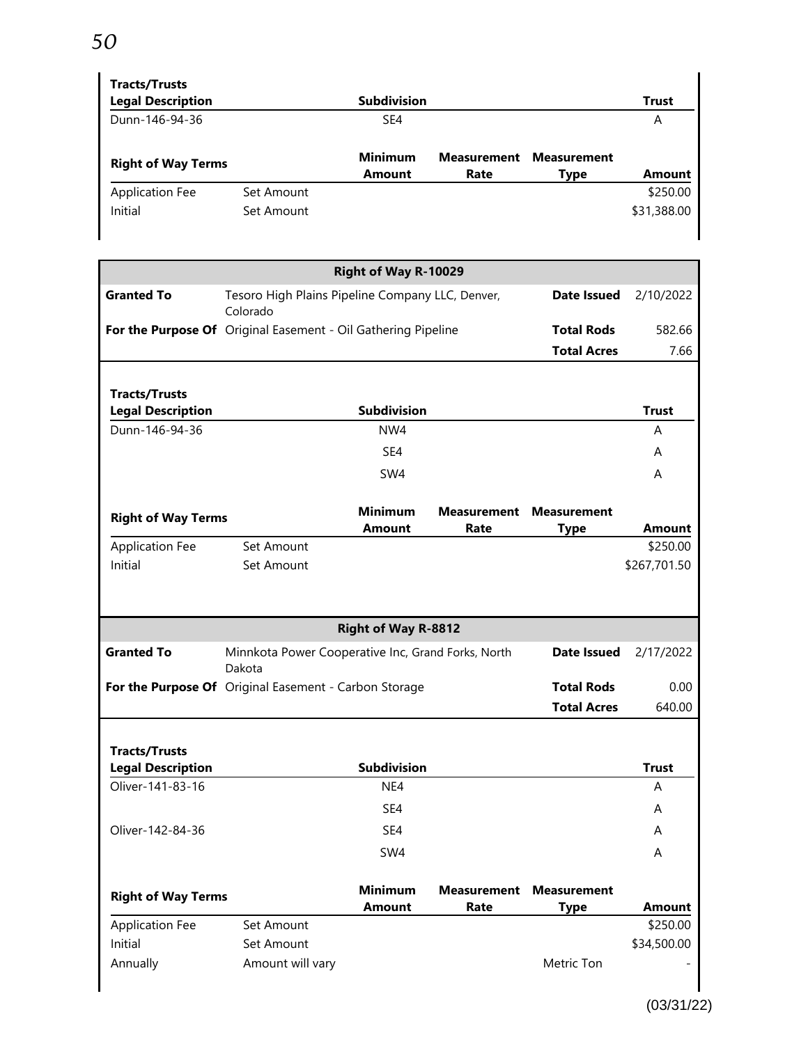**Tracts/Trusts**

| Legal Description | Subdivision | Trust |
|---|---|---|
| Dunn-146-94-36 | SE4 | A |

| Right of Way Terms | | Minimum Amount | Measurement Rate | Measurement Type | Amount |
|---|---|---|---|---|---|
| Application Fee | Set Amount | | | | $250.00 |
| Initial | Set Amount | | | | $31,388.00 |

## Right of Way R-10029

| | | | |
|---|---|---|---|
| **Granted To** | Tesoro High Plains Pipeline Company LLC, Denver, Colorado | **Date Issued** | 2/10/2022 |
| **For the Purpose Of** | Original Easement - Oil Gathering Pipeline | **Total Rods** | 582.66 |
| | | **Total Acres** | 7.66 |

**Tracts/Trusts**

| Legal Description | Subdivision | Trust |
|---|---|---|
| Dunn-146-94-36 | NW4 | A |
| | SE4 | A |
| | SW4 | A |

| Right of Way Terms | | Minimum Amount | Measurement Rate | Measurement Type | Amount |
|---|---|---|---|---|---|
| Application Fee | Set Amount | | | | $250.00 |
| Initial | Set Amount | | | | $267,701.50 |

## Right of Way R-8812

| | | | |
|---|---|---|---|
| **Granted To** | Minnkota Power Cooperative Inc, Grand Forks, North Dakota | **Date Issued** | 2/17/2022 |
| **For the Purpose Of** | Original Easement - Carbon Storage | **Total Rods** | 0.00 |
| | | **Total Acres** | 640.00 |

**Tracts/Trusts**

| Legal Description | Subdivision | Trust |
|---|---|---|
| Oliver-141-83-16 | NE4 | A |
| | SE4 | A |
| Oliver-142-84-36 | SE4 | A |
| | SW4 | A |

| Right of Way Terms | | Minimum Amount | Measurement Rate | Measurement Type | Amount |
|---|---|---|---|---|---|
| Application Fee | Set Amount | | | | $250.00 |
| Initial | Set Amount | | | | $34,500.00 |
| Annually | Amount will vary | | | Metric Ton | - |

(03/31/22)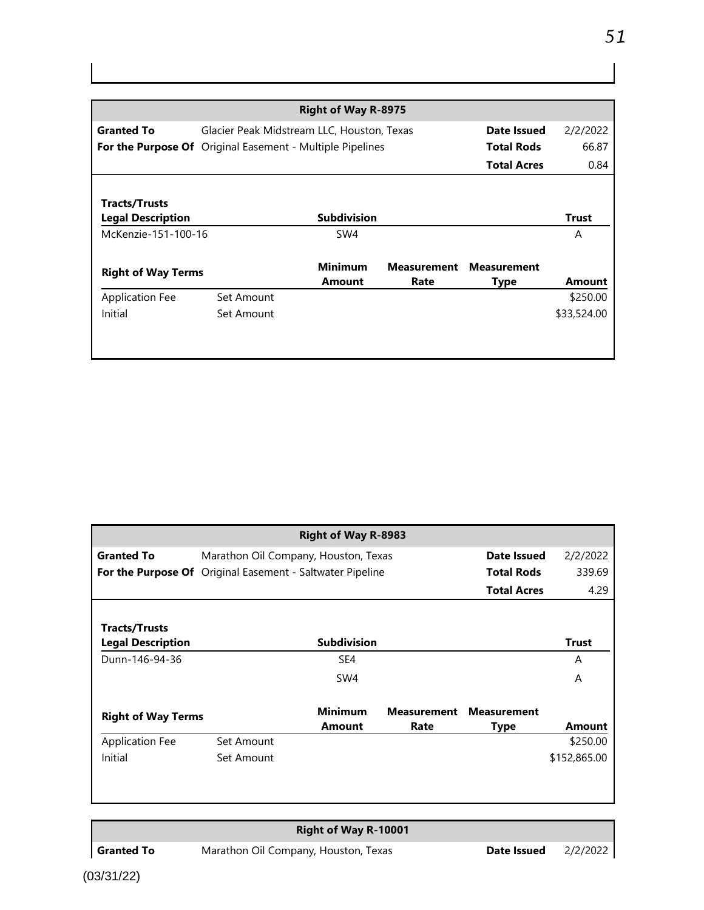## Right of Way R-8975

| | | | |
|---|---|---|---|
| **Granted To** | Glacier Peak Midstream LLC, Houston, Texas | **Date Issued** | 2/2/2022 |
| **For the Purpose Of** | Original Easement - Multiple Pipelines | **Total Rods** | 66.87 |
| | | **Total Acres** | 0.84 |

**Tracts/Trusts**

| Legal Description | Subdivision | Trust |
|---|---|---|
| McKenzie-151-100-16 | SW4 | A |

| Right of Way Terms | | Minimum Amount | Measurement Rate | Measurement Type | Amount |
|---|---|---|---|---|---|
| Application Fee | Set Amount | | | | $250.00 |
| Initial | Set Amount | | | | $33,524.00 |

## Right of Way R-8983

| | | | |
|---|---|---|---|
| **Granted To** | Marathon Oil Company, Houston, Texas | **Date Issued** | 2/2/2022 |
| **For the Purpose Of** | Original Easement - Saltwater Pipeline | **Total Rods** | 339.69 |
| | | **Total Acres** | 4.29 |

**Tracts/Trusts**

| Legal Description | Subdivision | Trust |
|---|---|---|
| Dunn-146-94-36 | SE4 | A |
| | SW4 | A |

| Right of Way Terms | | Minimum Amount | Measurement Rate | Measurement Type | Amount |
|---|---|---|---|---|---|
| Application Fee | Set Amount | | | | $250.00 |
| Initial | Set Amount | | | | $152,865.00 |

## Right of Way R-10001

| | | | |
|---|---|---|---|
| **Granted To** | Marathon Oil Company, Houston, Texas | **Date Issued** | 2/2/2022 |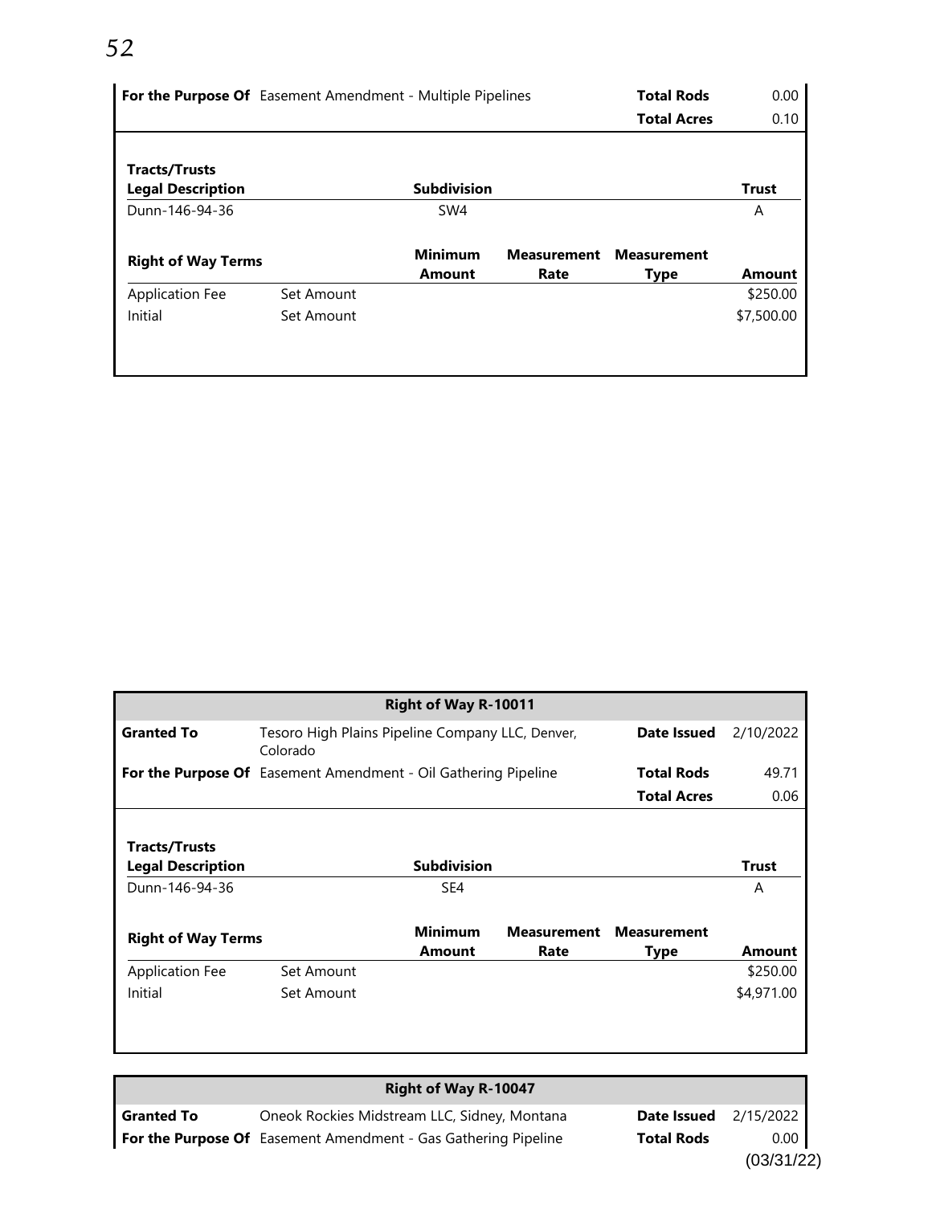| For the Purpose Of | Easement Amendment - Multiple Pipelines | Total Rods | 0.00 |
|---|---|---|---|
| | | Total Acres | 0.10 |

| Tracts/Trusts Legal Description | Subdivision | Trust |
|---|---|---|
| Dunn-146-94-36 | SW4 | A |

| Right of Way Terms | | Minimum Amount | Measurement Rate | Measurement Type | Amount |
|---|---|---|---|---|---|
| Application Fee | Set Amount | | | | $250.00 |
| Initial | Set Amount | | | | $7,500.00 |

## Right of Way R-10011

| Granted To | Tesoro High Plains Pipeline Company LLC, Denver, Colorado | Date Issued | 2/10/2022 |
|---|---|---|---|
| For the Purpose Of | Easement Amendment - Oil Gathering Pipeline | Total Rods | 49.71 |
| | | Total Acres | 0.06 |

| Tracts/Trusts Legal Description | Subdivision | Trust |
|---|---|---|
| Dunn-146-94-36 | SE4 | A |

| Right of Way Terms | | Minimum Amount | Measurement Rate | Measurement Type | Amount |
|---|---|---|---|---|---|
| Application Fee | Set Amount | | | | $250.00 |
| Initial | Set Amount | | | | $4,971.00 |

## Right of Way R-10047

| Granted To | Oneok Rockies Midstream LLC, Sidney, Montana | Date Issued | 2/15/2022 |
|---|---|---|---|
| For the Purpose Of | Easement Amendment - Gas Gathering Pipeline | Total Rods | 0.00 |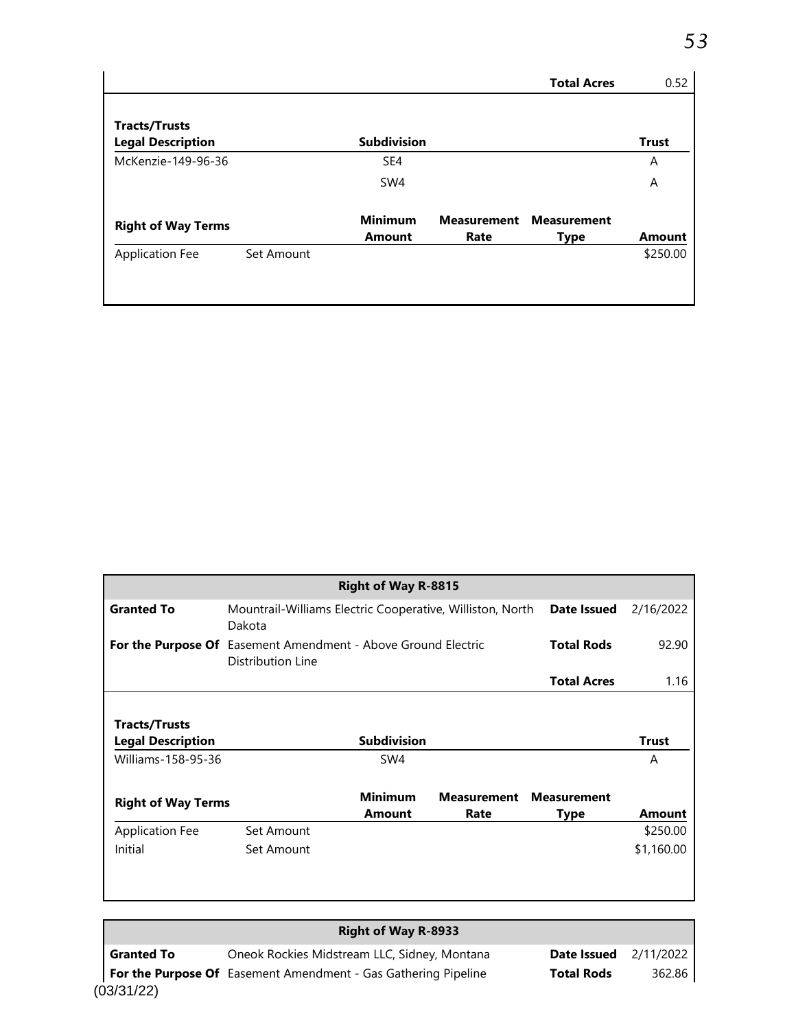| | | | | Total Acres | 0.52 |
|---|---|---|---|---|---|

**Tracts/Trusts**

| Legal Description | Subdivision | Trust |
|---|---|---|
| McKenzie-149-96-36 | SE4 | A |
| | SW4 | A |

| Right of Way Terms | | Minimum Amount | Measurement Rate | Measurement Type | Amount |
|---|---|---|---|---|---|
| Application Fee | Set Amount | | | | $250.00 |

## Right of Way R-8815

| | | | |
|---|---|---|---|
| **Granted To** | Mountrail-Williams Electric Cooperative, Williston, North Dakota | **Date Issued** | 2/16/2022 |
| **For the Purpose Of** | Easement Amendment - Above Ground Electric Distribution Line | **Total Rods** | 92.90 |
| | | **Total Acres** | 1.16 |

**Tracts/Trusts**

| Legal Description | Subdivision | Trust |
|---|---|---|
| Williams-158-95-36 | SW4 | A |

| Right of Way Terms | | Minimum Amount | Measurement Rate | Measurement Type | Amount |
|---|---|---|---|---|---|
| Application Fee | Set Amount | | | | $250.00 |
| Initial | Set Amount | | | | $1,160.00 |

## Right of Way R-8933

| | | | |
|---|---|---|---|
| **Granted To** | Oneok Rockies Midstream LLC, Sidney, Montana | **Date Issued** | 2/11/2022 |
| **For the Purpose Of** | Easement Amendment - Gas Gathering Pipeline | **Total Rods** | 362.86 |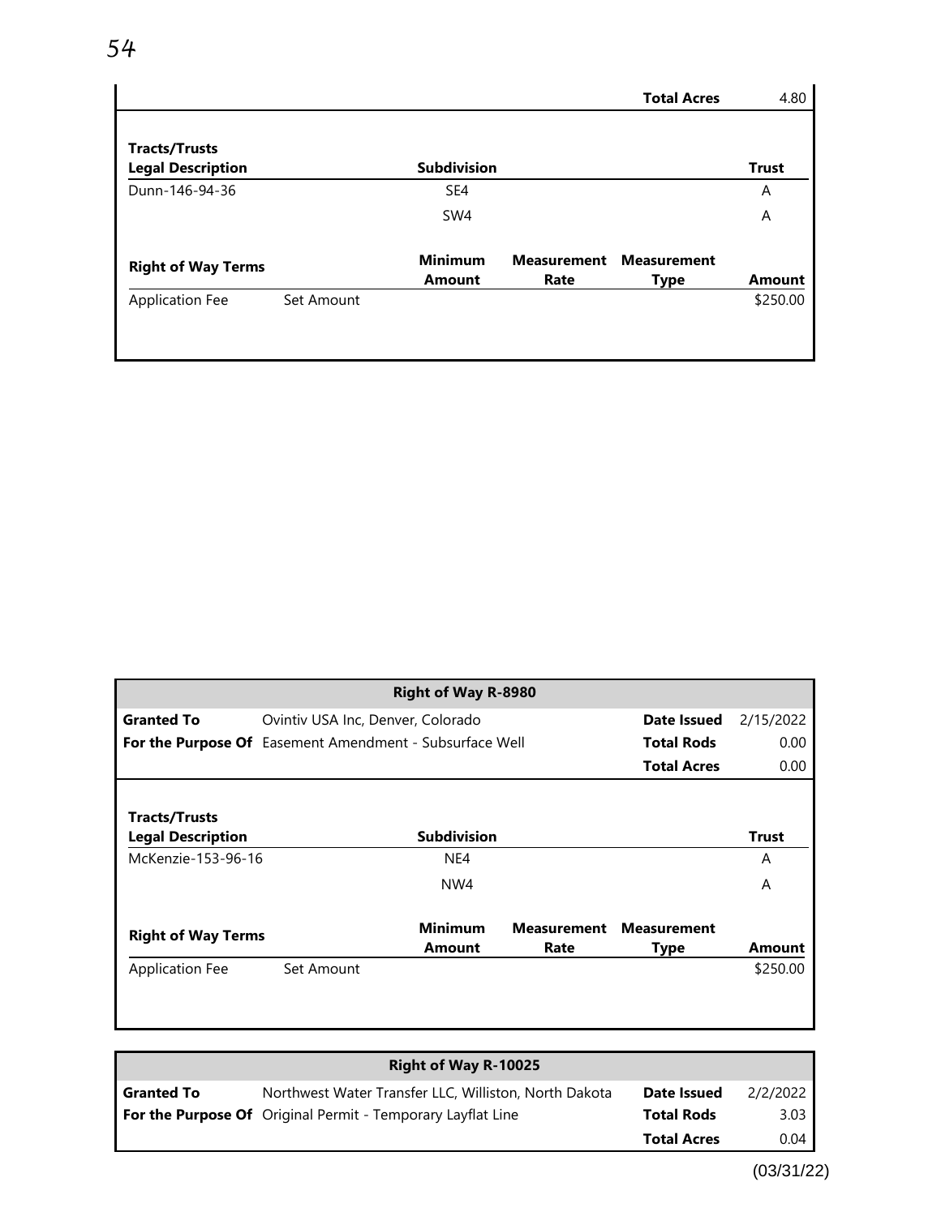| | | | | Total Acres | 4.80 |
|---|---|---|---|---|---|

| Tracts/Trusts Legal Description | Subdivision | Trust |
|---|---|---|
| Dunn-146-94-36 | SE4 | A |
| | SW4 | A |

| Right of Way Terms | | Minimum Amount | Measurement Rate | Measurement Type | Amount |
|---|---|---|---|---|---|
| Application Fee | Set Amount | | | | $250.00 |

## Right of Way R-8980

| | | | |
|---|---|---|---|
| **Granted To** | Ovintiv USA Inc, Denver, Colorado | **Date Issued** | 2/15/2022 |
| **For the Purpose Of** | Easement Amendment - Subsurface Well | **Total Rods** | 0.00 |
| | | **Total Acres** | 0.00 |

| Tracts/Trusts Legal Description | Subdivision | Trust |
|---|---|---|
| McKenzie-153-96-16 | NE4 | A |
| | NW4 | A |

| Right of Way Terms | | Minimum Amount | Measurement Rate | Measurement Type | Amount |
|---|---|---|---|---|---|
| Application Fee | Set Amount | | | | $250.00 |

## Right of Way R-10025

| | | | |
|---|---|---|---|
| **Granted To** | Northwest Water Transfer LLC, Williston, North Dakota | **Date Issued** | 2/2/2022 |
| **For the Purpose Of** | Original Permit - Temporary Layflat Line | **Total Rods** | 3.03 |
| | | **Total Acres** | 0.04 |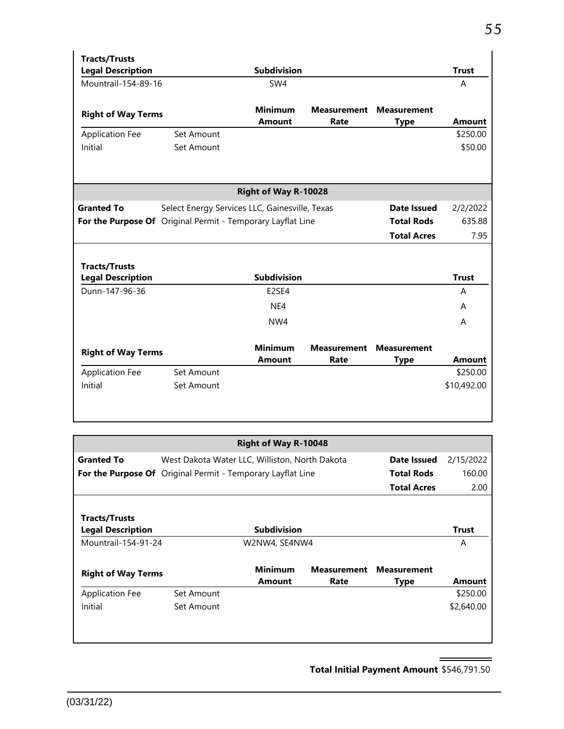**Tracts/Trusts**

| Legal Description | Subdivision | Trust |
|---|---|---|
| Mountrail-154-89-16 | SW4 | A |

| Right of Way Terms | | Minimum Amount | Measurement Rate | Measurement Type | Amount |
|---|---|---|---|---|---|
| Application Fee | Set Amount | | | | $250.00 |
| Initial | Set Amount | | | | $50.00 |

### Right of Way R-10028

| | | | |
|---|---|---|---|
| **Granted To** | Select Energy Services LLC, Gainesville, Texas | **Date Issued** | 2/2/2022 |
| **For the Purpose Of** | Original Permit - Temporary Layflat Line | **Total Rods** | 635.88 |
| | | **Total Acres** | 7.95 |

**Tracts/Trusts**

| Legal Description | Subdivision | Trust |
|---|---|---|
| Dunn-147-96-36 | E2SE4 | A |
| | NE4 | A |
| | NW4 | A |

| Right of Way Terms | | Minimum Amount | Measurement Rate | Measurement Type | Amount |
|---|---|---|---|---|---|
| Application Fee | Set Amount | | | | $250.00 |
| Initial | Set Amount | | | | $10,492.00 |

### Right of Way R-10048

| | | | |
|---|---|---|---|
| **Granted To** | West Dakota Water LLC, Williston, North Dakota | **Date Issued** | 2/15/2022 |
| **For the Purpose Of** | Original Permit - Temporary Layflat Line | **Total Rods** | 160.00 |
| | | **Total Acres** | 2.00 |

**Tracts/Trusts**

| Legal Description | Subdivision | Trust |
|---|---|---|
| Mountrail-154-91-24 | W2NW4, SE4NW4 | A |

| Right of Way Terms | | Minimum Amount | Measurement Rate | Measurement Type | Amount |
|---|---|---|---|---|---|
| Application Fee | Set Amount | | | | $250.00 |
| Initial | Set Amount | | | | $2,640.00 |

**Total Initial Payment Amount** $546,791.50

(03/31/22)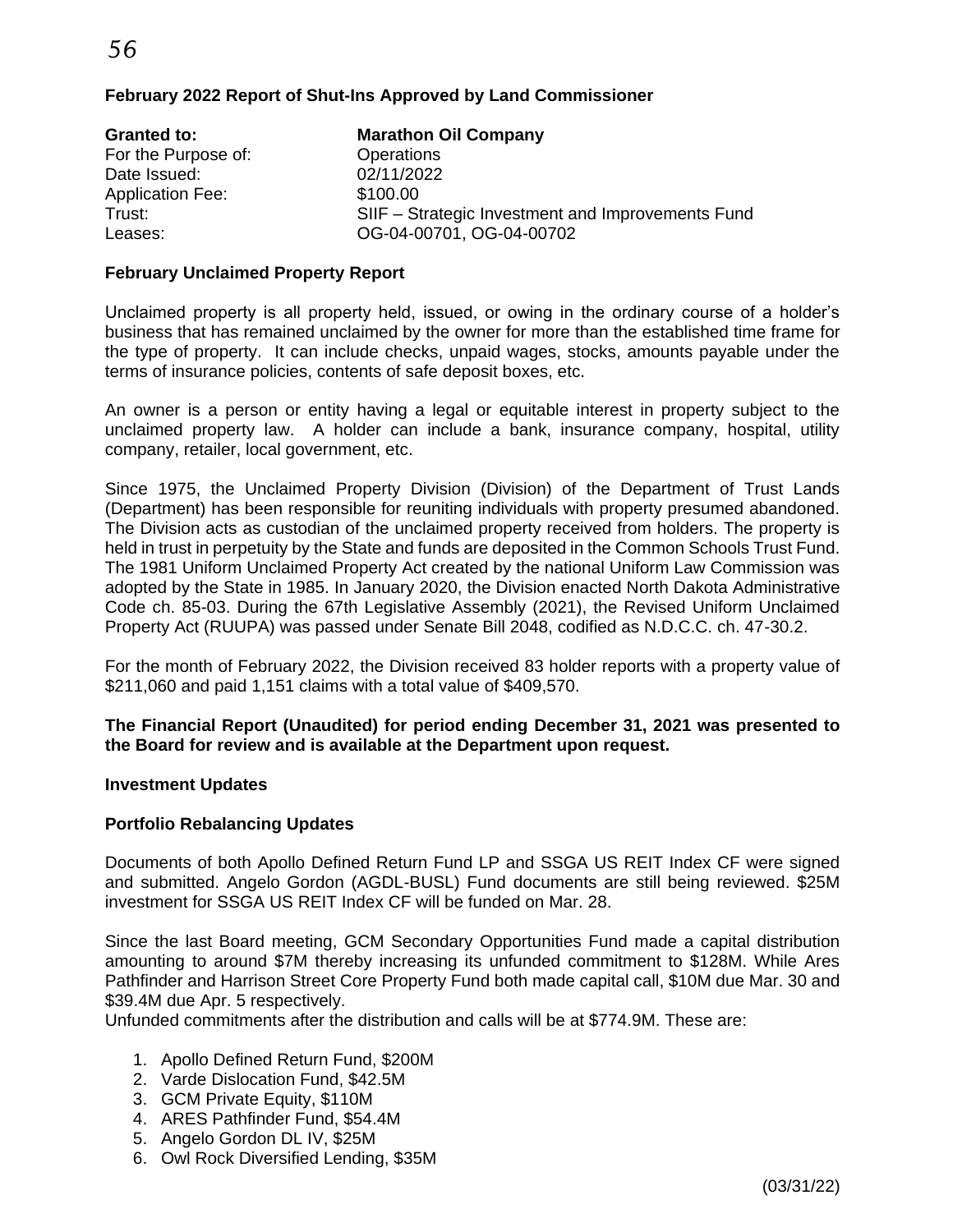**February 2022 Report of Shut-Ins Approved by Land Commissioner**

| **Granted to:** | **Marathon Oil Company** |
|---|---|
| For the Purpose of: | Operations |
| Date Issued: | 02/11/2022 |
| Application Fee: | $100.00 |
| Trust: | SIIF – Strategic Investment and Improvements Fund |
| Leases: | OG-04-00701, OG-04-00702 |

**February Unclaimed Property Report**

Unclaimed property is all property held, issued, or owing in the ordinary course of a holder's business that has remained unclaimed by the owner for more than the established time frame for the type of property. It can include checks, unpaid wages, stocks, amounts payable under the terms of insurance policies, contents of safe deposit boxes, etc.

An owner is a person or entity having a legal or equitable interest in property subject to the unclaimed property law. A holder can include a bank, insurance company, hospital, utility company, retailer, local government, etc.

Since 1975, the Unclaimed Property Division (Division) of the Department of Trust Lands (Department) has been responsible for reuniting individuals with property presumed abandoned. The Division acts as custodian of the unclaimed property received from holders. The property is held in trust in perpetuity by the State and funds are deposited in the Common Schools Trust Fund. The 1981 Uniform Unclaimed Property Act created by the national Uniform Law Commission was adopted by the State in 1985. In January 2020, the Division enacted North Dakota Administrative Code ch. 85-03. During the 67th Legislative Assembly (2021), the Revised Uniform Unclaimed Property Act (RUUPA) was passed under Senate Bill 2048, codified as N.D.C.C. ch. 47-30.2.

For the month of February 2022, the Division received 83 holder reports with a property value of $211,060 and paid 1,151 claims with a total value of $409,570.

**The Financial Report (Unaudited) for period ending December 31, 2021 was presented to the Board for review and is available at the Department upon request.**

**Investment Updates**

**Portfolio Rebalancing Updates**

Documents of both Apollo Defined Return Fund LP and SSGA US REIT Index CF were signed and submitted. Angelo Gordon (AGDL-BUSL) Fund documents are still being reviewed. $25M investment for SSGA US REIT Index CF will be funded on Mar. 28.

Since the last Board meeting, GCM Secondary Opportunities Fund made a capital distribution amounting to around $7M thereby increasing its unfunded commitment to $128M. While Ares Pathfinder and Harrison Street Core Property Fund both made capital call, $10M due Mar. 30 and $39.4M due Apr. 5 respectively.
Unfunded commitments after the distribution and calls will be at $774.9M. These are:

1. Apollo Defined Return Fund, $200M
2. Varde Dislocation Fund, $42.5M
3. GCM Private Equity, $110M
4. ARES Pathfinder Fund, $54.4M
5. Angelo Gordon DL IV, $25M
6. Owl Rock Diversified Lending, $35M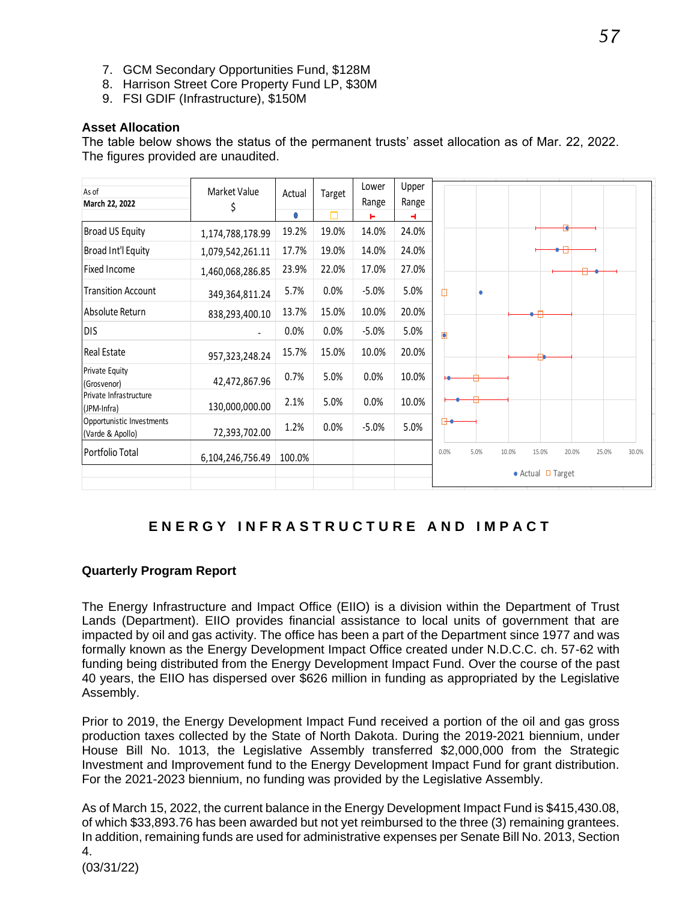7. GCM Secondary Opportunities Fund, $128M
8. Harrison Street Core Property Fund LP, $30M
9. FSI GDIF (Infrastructure), $150M

**Asset Allocation**

The table below shows the status of the permanent trusts' asset allocation as of Mar. 22, 2022. The figures provided are unaudited.

| As of March 22, 2022 | Market Value $ | Actual | Target | Lower Range | Upper Range |
|---|---|---|---|---|---|
| Broad US Equity | 1,174,788,178.99 | 19.2% | 19.0% | 14.0% | 24.0% |
| Broad Int'l Equity | 1,079,542,261.11 | 17.7% | 19.0% | 14.0% | 24.0% |
| Fixed Income | 1,460,068,286.85 | 23.9% | 22.0% | 17.0% | 27.0% |
| Transition Account | 349,364,811.24 | 5.7% | 0.0% | -5.0% | 5.0% |
| Absolute Return | 838,293,400.10 | 13.7% | 15.0% | 10.0% | 20.0% |
| DIS | - | 0.0% | 0.0% | -5.0% | 5.0% |
| Real Estate | 957,323,248.24 | 15.7% | 15.0% | 10.0% | 20.0% |
| Private Equity (Grosvenor) | 42,472,867.96 | 0.7% | 5.0% | 0.0% | 10.0% |
| Private Infrastructure (JPM-Infra) | 130,000,000.00 | 2.1% | 5.0% | 0.0% | 10.0% |
| Opportunistic Investments (Varde & Apollo) | 72,393,702.00 | 1.2% | 0.0% | -5.0% | 5.0% |
| Portfolio Total | 6,104,246,756.49 | 100.0% | | | |

## ENERGY INFRASTRUCTURE AND IMPACT

**Quarterly Program Report**

The Energy Infrastructure and Impact Office (EIIO) is a division within the Department of Trust Lands (Department). EIIO provides financial assistance to local units of government that are impacted by oil and gas activity. The office has been a part of the Department since 1977 and was formally known as the Energy Development Impact Office created under N.D.C.C. ch. 57-62 with funding being distributed from the Energy Development Impact Fund. Over the course of the past 40 years, the EIIO has dispersed over $626 million in funding as appropriated by the Legislative Assembly.

Prior to 2019, the Energy Development Impact Fund received a portion of the oil and gas gross production taxes collected by the State of North Dakota. During the 2019-2021 biennium, under House Bill No. 1013, the Legislative Assembly transferred $2,000,000 from the Strategic Investment and Improvement fund to the Energy Development Impact Fund for grant distribution. For the 2021-2023 biennium, no funding was provided by the Legislative Assembly.

As of March 15, 2022, the current balance in the Energy Development Impact Fund is $415,430.08, of which $33,893.76 has been awarded but not yet reimbursed to the three (3) remaining grantees. In addition, remaining funds are used for administrative expenses per Senate Bill No. 2013, Section 4.

(03/31/22)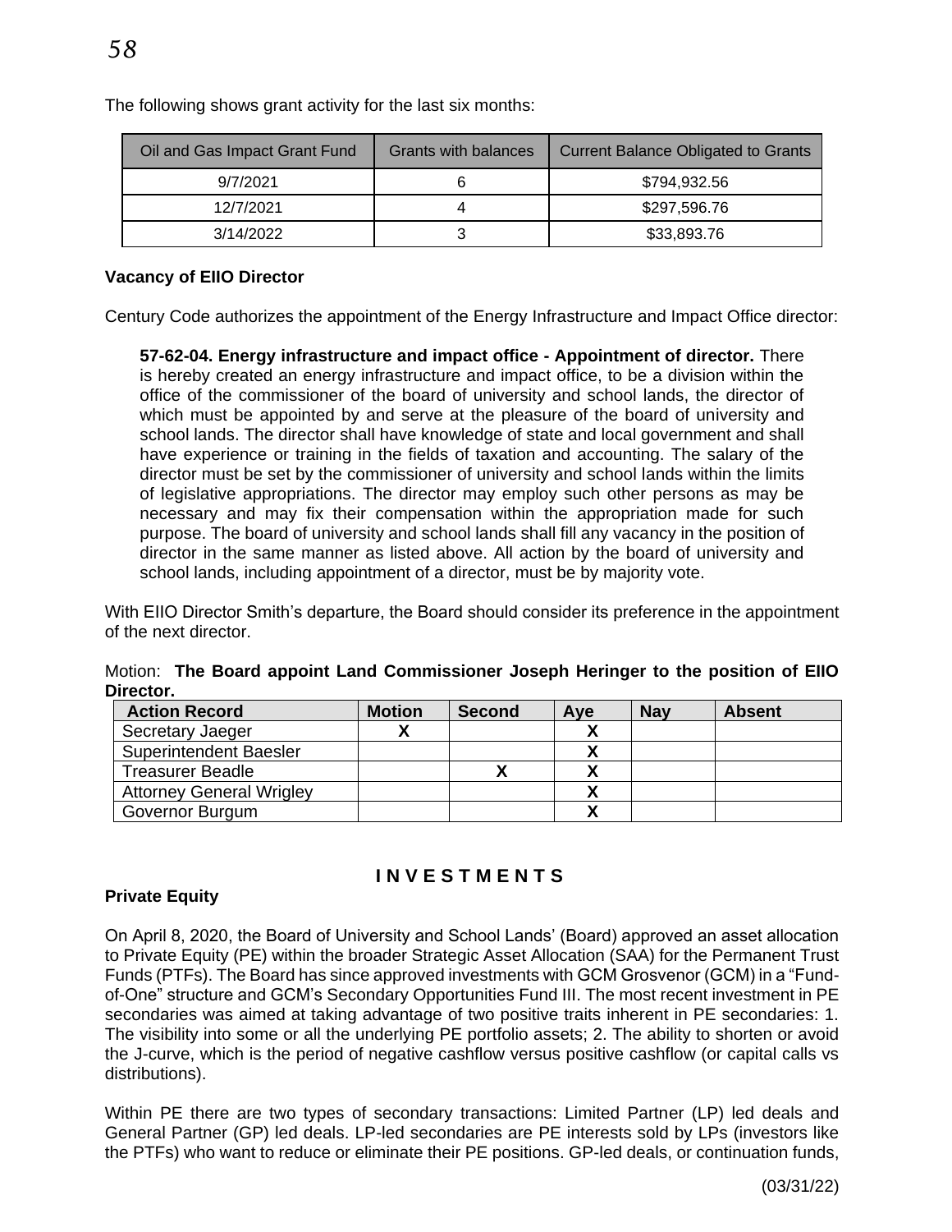The following shows grant activity for the last six months:

| Oil and Gas Impact Grant Fund | Grants with balances | Current Balance Obligated to Grants |
|---|---|---|
| 9/7/2021 | 6 | $794,932.56 |
| 12/7/2021 | 4 | $297,596.76 |
| 3/14/2022 | 3 | $33,893.76 |

**Vacancy of EIIO Director**

Century Code authorizes the appointment of the Energy Infrastructure and Impact Office director:

> **57-62-04. Energy infrastructure and impact office - Appointment of director.** There is hereby created an energy infrastructure and impact office, to be a division within the office of the commissioner of the board of university and school lands, the director of which must be appointed by and serve at the pleasure of the board of university and school lands. The director shall have knowledge of state and local government and shall have experience or training in the fields of taxation and accounting. The salary of the director must be set by the commissioner of university and school lands within the limits of legislative appropriations. The director may employ such other persons as may be necessary and may fix their compensation within the appropriation made for such purpose. The board of university and school lands shall fill any vacancy in the position of director in the same manner as listed above. All action by the board of university and school lands, including appointment of a director, must be by majority vote.

With EIIO Director Smith's departure, the Board should consider its preference in the appointment of the next director.

Motion: **The Board appoint Land Commissioner Joseph Heringer to the position of EIIO Director.**

| Action Record | Motion | Second | Aye | Nay | Absent |
|---|---|---|---|---|---|
| Secretary Jaeger | X | | X | | |
| Superintendent Baesler | | | X | | |
| Treasurer Beadle | | X | X | | |
| Attorney General Wrigley | | | X | | |
| Governor Burgum | | | X | | |

## I N V E S T M E N T S

**Private Equity**

On April 8, 2020, the Board of University and School Lands' (Board) approved an asset allocation to Private Equity (PE) within the broader Strategic Asset Allocation (SAA) for the Permanent Trust Funds (PTFs). The Board has since approved investments with GCM Grosvenor (GCM) in a "Fund-of-One" structure and GCM's Secondary Opportunities Fund III. The most recent investment in PE secondaries was aimed at taking advantage of two positive traits inherent in PE secondaries: 1. The visibility into some or all the underlying PE portfolio assets; 2. The ability to shorten or avoid the J-curve, which is the period of negative cashflow versus positive cashflow (or capital calls vs distributions).

Within PE there are two types of secondary transactions: Limited Partner (LP) led deals and General Partner (GP) led deals. LP-led secondaries are PE interests sold by LPs (investors like the PTFs) who want to reduce or eliminate their PE positions. GP-led deals, or continuation funds,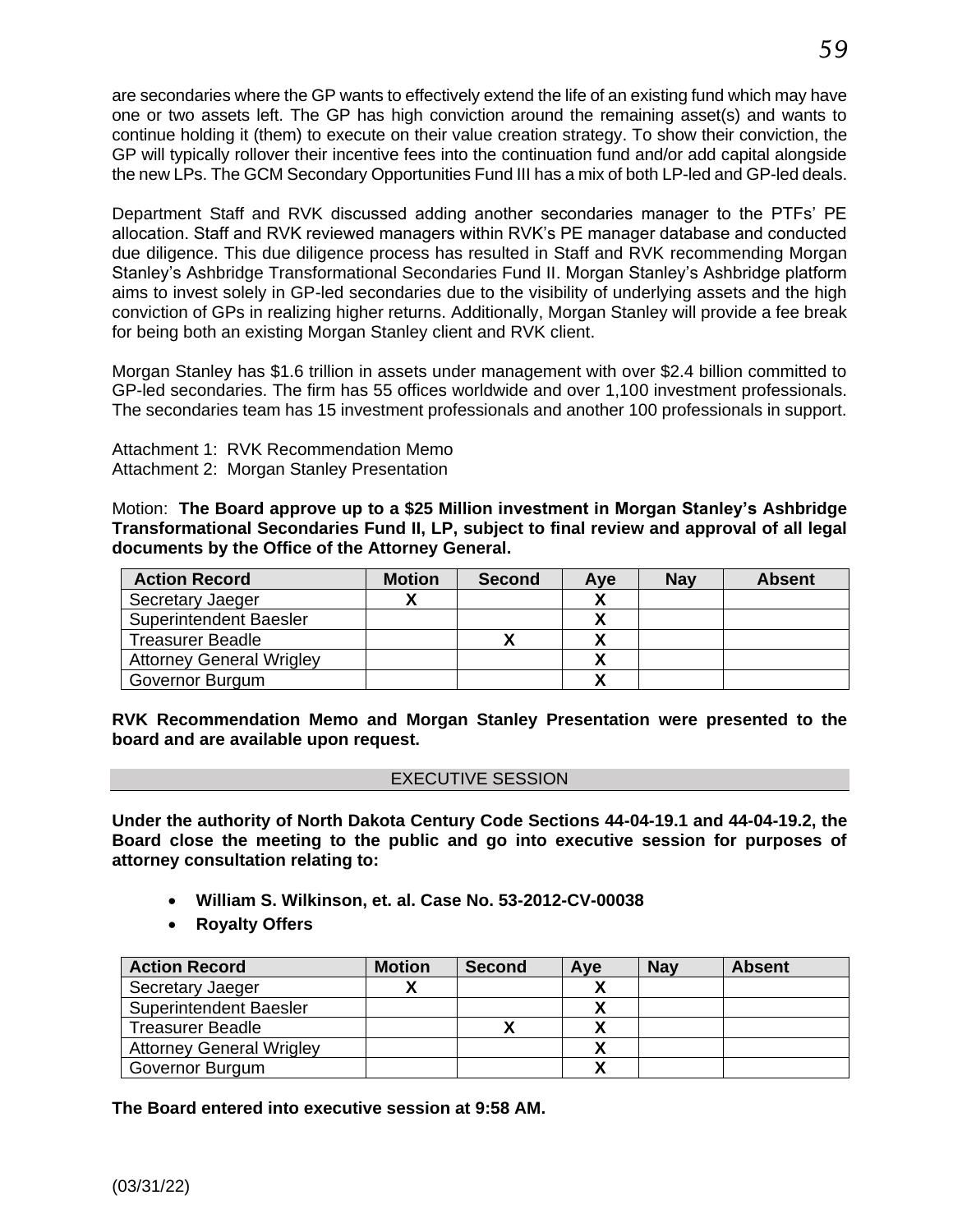are secondaries where the GP wants to effectively extend the life of an existing fund which may have one or two assets left. The GP has high conviction around the remaining asset(s) and wants to continue holding it (them) to execute on their value creation strategy. To show their conviction, the GP will typically rollover their incentive fees into the continuation fund and/or add capital alongside the new LPs. The GCM Secondary Opportunities Fund III has a mix of both LP-led and GP-led deals.

Department Staff and RVK discussed adding another secondaries manager to the PTFs' PE allocation. Staff and RVK reviewed managers within RVK's PE manager database and conducted due diligence. This due diligence process has resulted in Staff and RVK recommending Morgan Stanley's Ashbridge Transformational Secondaries Fund II. Morgan Stanley's Ashbridge platform aims to invest solely in GP-led secondaries due to the visibility of underlying assets and the high conviction of GPs in realizing higher returns. Additionally, Morgan Stanley will provide a fee break for being both an existing Morgan Stanley client and RVK client.

Morgan Stanley has $1.6 trillion in assets under management with over $2.4 billion committed to GP-led secondaries. The firm has 55 offices worldwide and over 1,100 investment professionals. The secondaries team has 15 investment professionals and another 100 professionals in support.

Attachment 1: RVK Recommendation Memo
Attachment 2: Morgan Stanley Presentation

Motion: **The Board approve up to a $25 Million investment in Morgan Stanley's Ashbridge Transformational Secondaries Fund II, LP, subject to final review and approval of all legal documents by the Office of the Attorney General.**

| Action Record | Motion | Second | Aye | Nay | Absent |
|---|---|---|---|---|---|
| Secretary Jaeger | X | | X | | |
| Superintendent Baesler | | | X | | |
| Treasurer Beadle | | X | X | | |
| Attorney General Wrigley | | | X | | |
| Governor Burgum | | | X | | |

**RVK Recommendation Memo and Morgan Stanley Presentation were presented to the board and are available upon request.**

## EXECUTIVE SESSION

**Under the authority of North Dakota Century Code Sections 44-04-19.1 and 44-04-19.2, the Board close the meeting to the public and go into executive session for purposes of attorney consultation relating to:**

- **William S. Wilkinson, et. al. Case No. 53-2012-CV-00038**
- **Royalty Offers**

| Action Record | Motion | Second | Aye | Nay | Absent |
|---|---|---|---|---|---|
| Secretary Jaeger | X | | X | | |
| Superintendent Baesler | | | X | | |
| Treasurer Beadle | | X | X | | |
| Attorney General Wrigley | | | X | | |
| Governor Burgum | | | X | | |

**The Board entered into executive session at 9:58 AM.**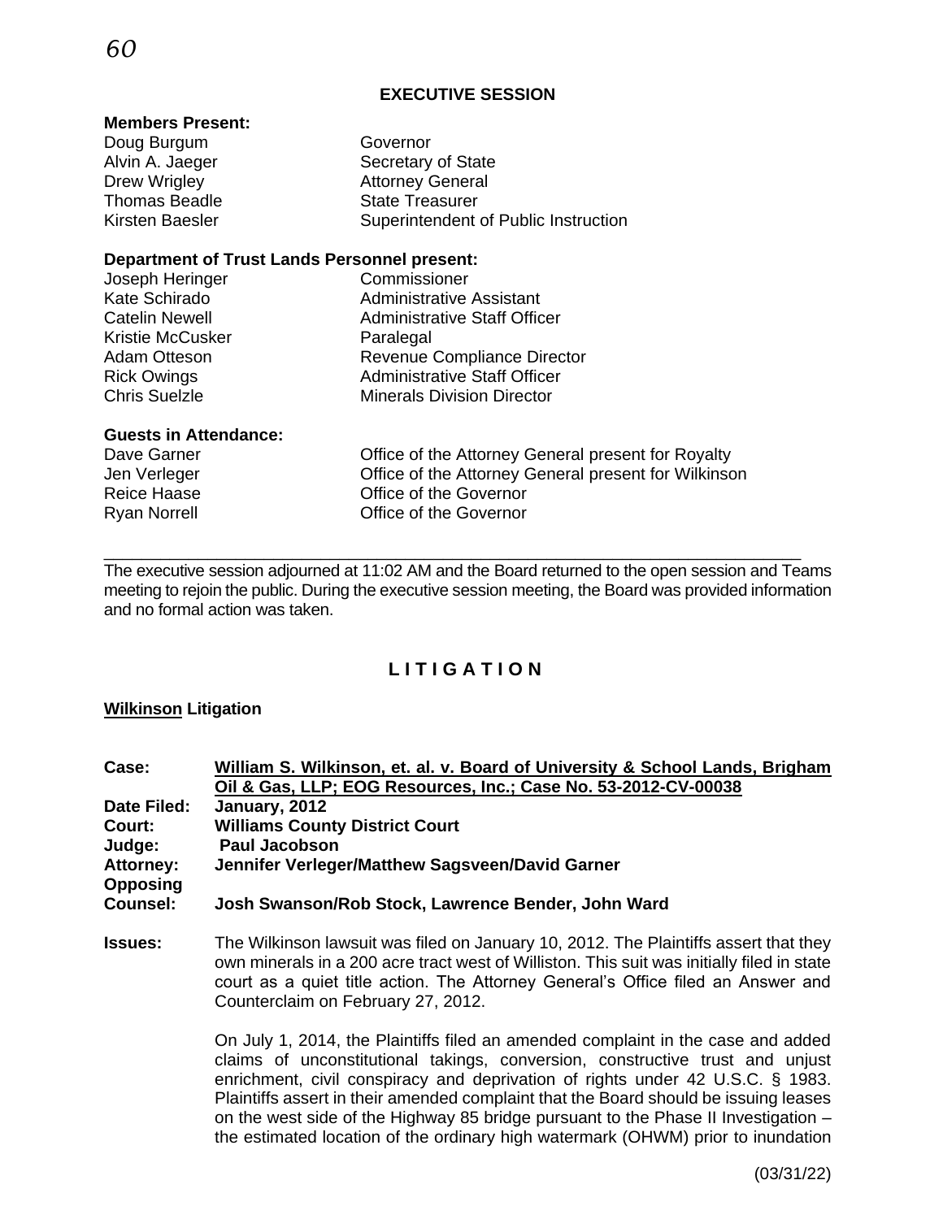## EXECUTIVE SESSION

**Members Present:**

| | |
|---|---|
| Doug Burgum | Governor |
| Alvin A. Jaeger | Secretary of State |
| Drew Wrigley | Attorney General |
| Thomas Beadle | State Treasurer |
| Kirsten Baesler | Superintendent of Public Instruction |

**Department of Trust Lands Personnel present:**

| | |
|---|---|
| Joseph Heringer | Commissioner |
| Kate Schirado | Administrative Assistant |
| Catelin Newell | Administrative Staff Officer |
| Kristie McCusker | Paralegal |
| Adam Otteson | Revenue Compliance Director |
| Rick Owings | Administrative Staff Officer |
| Chris Suelzle | Minerals Division Director |

**Guests in Attendance:**

| | |
|---|---|
| Dave Garner | Office of the Attorney General present for Royalty |
| Jen Verleger | Office of the Attorney General present for Wilkinson |
| Reice Haase | Office of the Governor |
| Ryan Norrell | Office of the Governor |

---

The executive session adjourned at 11:02 AM and the Board returned to the open session and Teams meeting to rejoin the public. During the executive session meeting, the Board was provided information and no formal action was taken.

## L I T I G A T I O N

**Wilkinson Litigation**

**Case:** **William S. Wilkinson, et. al. v. Board of University & School Lands, Brigham Oil & Gas, LLP; EOG Resources, Inc.; Case No. 53-2012-CV-00038**

**Date Filed:** **January, 2012**

**Court:** **Williams County District Court**

**Judge:** **Paul Jacobson**

**Attorney:** **Jennifer Verleger/Matthew Sagsveen/David Garner**

**Opposing Counsel:** **Josh Swanson/Rob Stock, Lawrence Bender, John Ward**

**Issues:** The Wilkinson lawsuit was filed on January 10, 2012. The Plaintiffs assert that they own minerals in a 200 acre tract west of Williston. This suit was initially filed in state court as a quiet title action. The Attorney General's Office filed an Answer and Counterclaim on February 27, 2012.

On July 1, 2014, the Plaintiffs filed an amended complaint in the case and added claims of unconstitutional takings, conversion, constructive trust and unjust enrichment, civil conspiracy and deprivation of rights under 42 U.S.C. § 1983. Plaintiffs assert in their amended complaint that the Board should be issuing leases on the west side of the Highway 85 bridge pursuant to the Phase II Investigation – the estimated location of the ordinary high watermark (OHWM) prior to inundation

(03/31/22)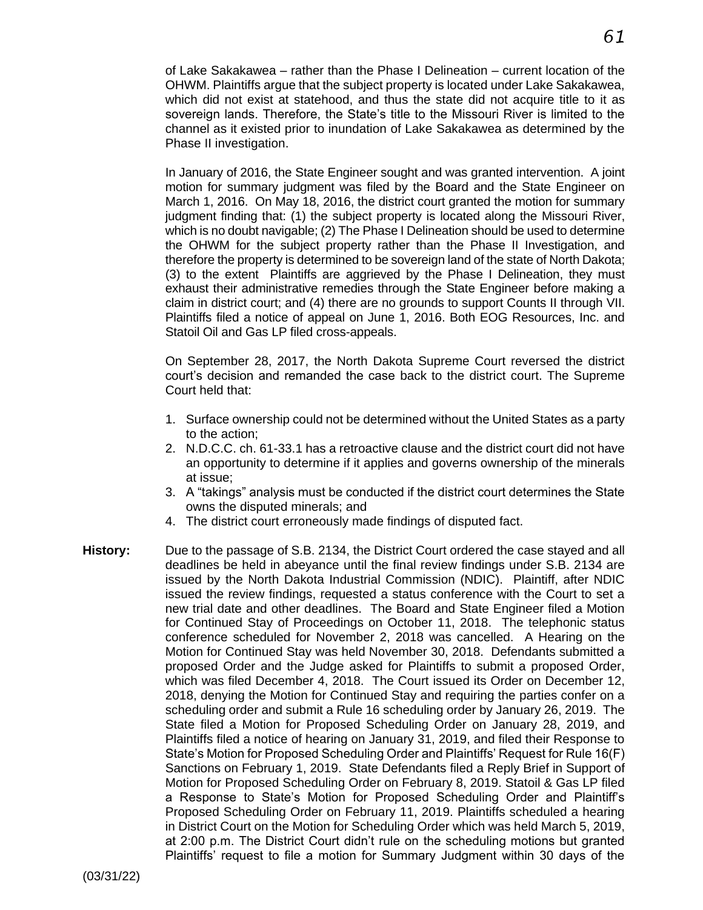of Lake Sakakawea – rather than the Phase I Delineation – current location of the OHWM. Plaintiffs argue that the subject property is located under Lake Sakakawea, which did not exist at statehood, and thus the state did not acquire title to it as sovereign lands. Therefore, the State's title to the Missouri River is limited to the channel as it existed prior to inundation of Lake Sakakawea as determined by the Phase II investigation.

In January of 2016, the State Engineer sought and was granted intervention. A joint motion for summary judgment was filed by the Board and the State Engineer on March 1, 2016. On May 18, 2016, the district court granted the motion for summary judgment finding that: (1) the subject property is located along the Missouri River, which is no doubt navigable; (2) The Phase I Delineation should be used to determine the OHWM for the subject property rather than the Phase II Investigation, and therefore the property is determined to be sovereign land of the state of North Dakota; (3) to the extent Plaintiffs are aggrieved by the Phase I Delineation, they must exhaust their administrative remedies through the State Engineer before making a claim in district court; and (4) there are no grounds to support Counts II through VII. Plaintiffs filed a notice of appeal on June 1, 2016. Both EOG Resources, Inc. and Statoil Oil and Gas LP filed cross-appeals.

On September 28, 2017, the North Dakota Supreme Court reversed the district court's decision and remanded the case back to the district court. The Supreme Court held that:

1. Surface ownership could not be determined without the United States as a party to the action;
2. N.D.C.C. ch. 61-33.1 has a retroactive clause and the district court did not have an opportunity to determine if it applies and governs ownership of the minerals at issue;
3. A "takings" analysis must be conducted if the district court determines the State owns the disputed minerals; and
4. The district court erroneously made findings of disputed fact.

**History:** Due to the passage of S.B. 2134, the District Court ordered the case stayed and all deadlines be held in abeyance until the final review findings under S.B. 2134 are issued by the North Dakota Industrial Commission (NDIC). Plaintiff, after NDIC issued the review findings, requested a status conference with the Court to set a new trial date and other deadlines. The Board and State Engineer filed a Motion for Continued Stay of Proceedings on October 11, 2018. The telephonic status conference scheduled for November 2, 2018 was cancelled. A Hearing on the Motion for Continued Stay was held November 30, 2018. Defendants submitted a proposed Order and the Judge asked for Plaintiffs to submit a proposed Order, which was filed December 4, 2018. The Court issued its Order on December 12, 2018, denying the Motion for Continued Stay and requiring the parties confer on a scheduling order and submit a Rule 16 scheduling order by January 26, 2019. The State filed a Motion for Proposed Scheduling Order on January 28, 2019, and Plaintiffs filed a notice of hearing on January 31, 2019, and filed their Response to State's Motion for Proposed Scheduling Order and Plaintiffs' Request for Rule 16(F) Sanctions on February 1, 2019. State Defendants filed a Reply Brief in Support of Motion for Proposed Scheduling Order on February 8, 2019. Statoil & Gas LP filed a Response to State's Motion for Proposed Scheduling Order and Plaintiff's Proposed Scheduling Order on February 11, 2019. Plaintiffs scheduled a hearing in District Court on the Motion for Scheduling Order which was held March 5, 2019, at 2:00 p.m. The District Court didn't rule on the scheduling motions but granted Plaintiffs' request to file a motion for Summary Judgment within 30 days of the

(03/31/22)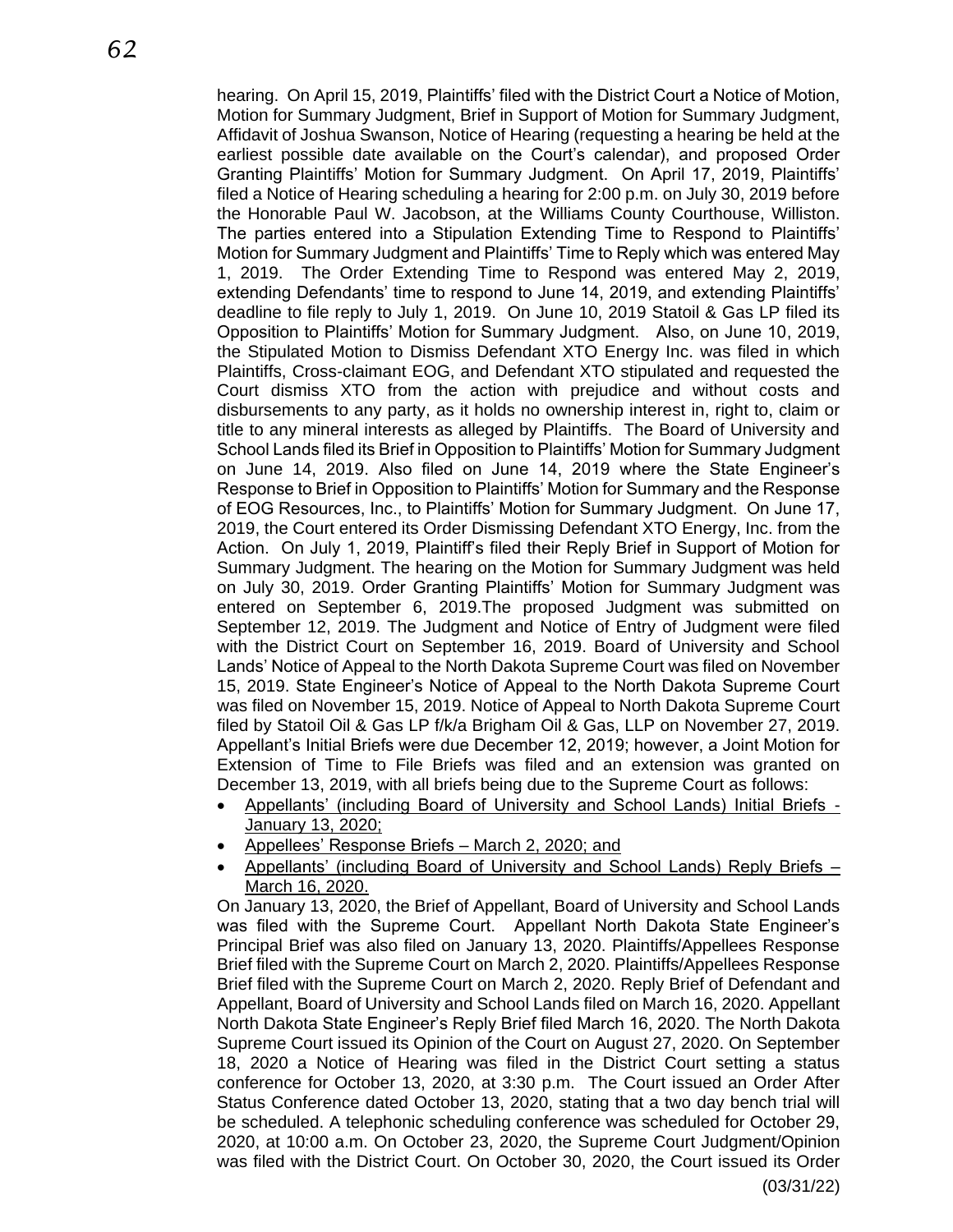hearing. On April 15, 2019, Plaintiffs' filed with the District Court a Notice of Motion, Motion for Summary Judgment, Brief in Support of Motion for Summary Judgment, Affidavit of Joshua Swanson, Notice of Hearing (requesting a hearing be held at the earliest possible date available on the Court's calendar), and proposed Order Granting Plaintiffs' Motion for Summary Judgment. On April 17, 2019, Plaintiffs' filed a Notice of Hearing scheduling a hearing for 2:00 p.m. on July 30, 2019 before the Honorable Paul W. Jacobson, at the Williams County Courthouse, Williston. The parties entered into a Stipulation Extending Time to Respond to Plaintiffs' Motion for Summary Judgment and Plaintiffs' Time to Reply which was entered May 1, 2019. The Order Extending Time to Respond was entered May 2, 2019, extending Defendants' time to respond to June 14, 2019, and extending Plaintiffs' deadline to file reply to July 1, 2019. On June 10, 2019 Statoil & Gas LP filed its Opposition to Plaintiffs' Motion for Summary Judgment. Also, on June 10, 2019, the Stipulated Motion to Dismiss Defendant XTO Energy Inc. was filed in which Plaintiffs, Cross-claimant EOG, and Defendant XTO stipulated and requested the Court dismiss XTO from the action with prejudice and without costs and disbursements to any party, as it holds no ownership interest in, right to, claim or title to any mineral interests as alleged by Plaintiffs. The Board of University and School Lands filed its Brief in Opposition to Plaintiffs' Motion for Summary Judgment on June 14, 2019. Also filed on June 14, 2019 where the State Engineer's Response to Brief in Opposition to Plaintiffs' Motion for Summary and the Response of EOG Resources, Inc., to Plaintiffs' Motion for Summary Judgment. On June 17, 2019, the Court entered its Order Dismissing Defendant XTO Energy, Inc. from the Action. On July 1, 2019, Plaintiff's filed their Reply Brief in Support of Motion for Summary Judgment. The hearing on the Motion for Summary Judgment was held on July 30, 2019. Order Granting Plaintiffs' Motion for Summary Judgment was entered on September 6, 2019.The proposed Judgment was submitted on September 12, 2019. The Judgment and Notice of Entry of Judgment were filed with the District Court on September 16, 2019. Board of University and School Lands' Notice of Appeal to the North Dakota Supreme Court was filed on November 15, 2019. State Engineer's Notice of Appeal to the North Dakota Supreme Court was filed on November 15, 2019. Notice of Appeal to North Dakota Supreme Court filed by Statoil Oil & Gas LP f/k/a Brigham Oil & Gas, LLP on November 27, 2019. Appellant's Initial Briefs were due December 12, 2019; however, a Joint Motion for Extension of Time to File Briefs was filed and an extension was granted on December 13, 2019, with all briefs being due to the Supreme Court as follows:

- Appellants' (including Board of University and School Lands) Initial Briefs - January 13, 2020;
- Appellees' Response Briefs – March 2, 2020; and
- Appellants' (including Board of University and School Lands) Reply Briefs – March 16, 2020.

On January 13, 2020, the Brief of Appellant, Board of University and School Lands was filed with the Supreme Court. Appellant North Dakota State Engineer's Principal Brief was also filed on January 13, 2020. Plaintiffs/Appellees Response Brief filed with the Supreme Court on March 2, 2020. Plaintiffs/Appellees Response Brief filed with the Supreme Court on March 2, 2020. Reply Brief of Defendant and Appellant, Board of University and School Lands filed on March 16, 2020. Appellant North Dakota State Engineer's Reply Brief filed March 16, 2020. The North Dakota Supreme Court issued its Opinion of the Court on August 27, 2020. On September 18, 2020 a Notice of Hearing was filed in the District Court setting a status conference for October 13, 2020, at 3:30 p.m. The Court issued an Order After Status Conference dated October 13, 2020, stating that a two day bench trial will be scheduled. A telephonic scheduling conference was scheduled for October 29, 2020, at 10:00 a.m. On October 23, 2020, the Supreme Court Judgment/Opinion was filed with the District Court. On October 30, 2020, the Court issued its Order

(03/31/22)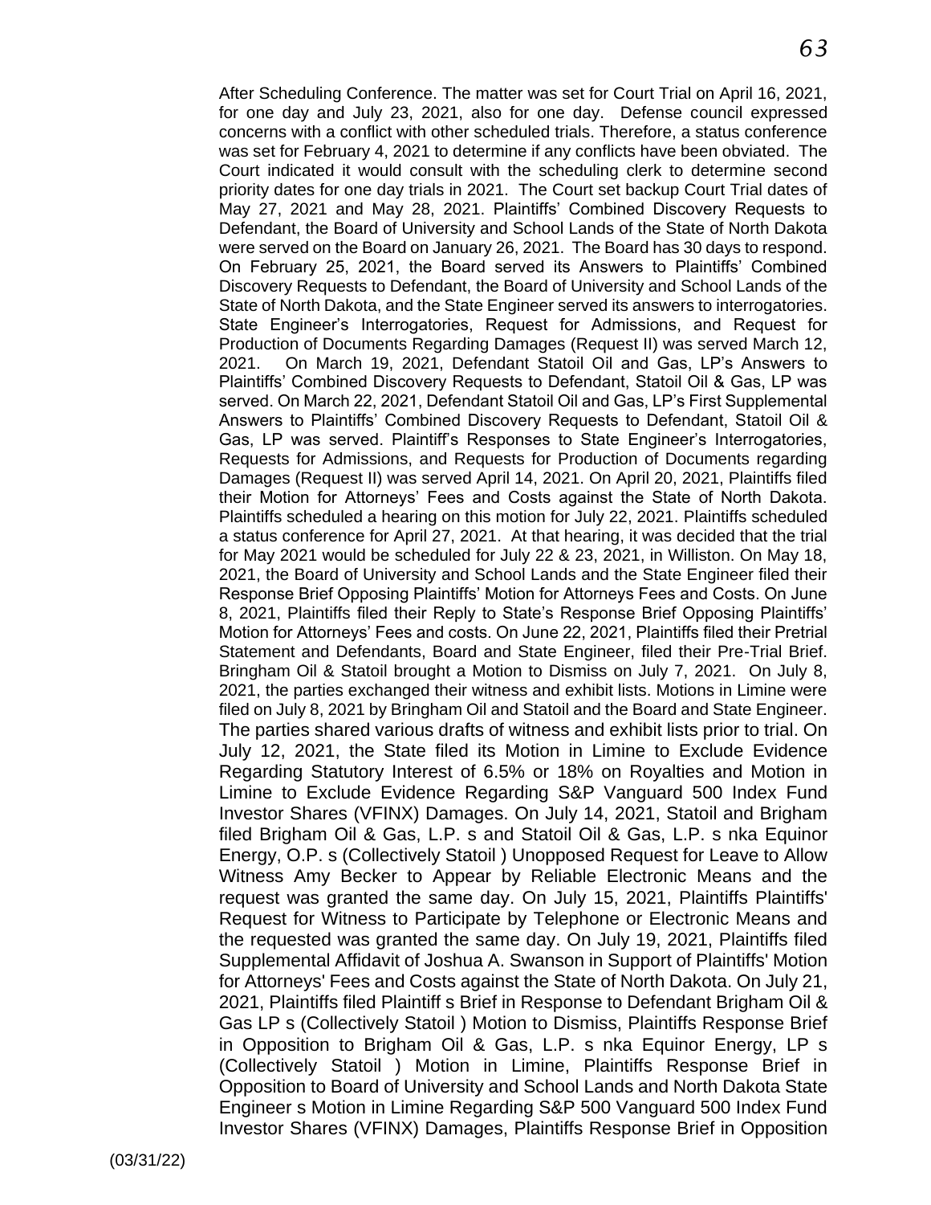After Scheduling Conference. The matter was set for Court Trial on April 16, 2021, for one day and July 23, 2021, also for one day. Defense council expressed concerns with a conflict with other scheduled trials. Therefore, a status conference was set for February 4, 2021 to determine if any conflicts have been obviated. The Court indicated it would consult with the scheduling clerk to determine second priority dates for one day trials in 2021. The Court set backup Court Trial dates of May 27, 2021 and May 28, 2021. Plaintiffs' Combined Discovery Requests to Defendant, the Board of University and School Lands of the State of North Dakota were served on the Board on January 26, 2021. The Board has 30 days to respond. On February 25, 2021, the Board served its Answers to Plaintiffs' Combined Discovery Requests to Defendant, the Board of University and School Lands of the State of North Dakota, and the State Engineer served its answers to interrogatories. State Engineer's Interrogatories, Request for Admissions, and Request for Production of Documents Regarding Damages (Request II) was served March 12, 2021. On March 19, 2021, Defendant Statoil Oil and Gas, LP's Answers to Plaintiffs' Combined Discovery Requests to Defendant, Statoil Oil & Gas, LP was served. On March 22, 2021, Defendant Statoil Oil and Gas, LP's First Supplemental Answers to Plaintiffs' Combined Discovery Requests to Defendant, Statoil Oil & Gas, LP was served. Plaintiff's Responses to State Engineer's Interrogatories, Requests for Admissions, and Requests for Production of Documents regarding Damages (Request II) was served April 14, 2021. On April 20, 2021, Plaintiffs filed their Motion for Attorneys' Fees and Costs against the State of North Dakota. Plaintiffs scheduled a hearing on this motion for July 22, 2021. Plaintiffs scheduled a status conference for April 27, 2021. At that hearing, it was decided that the trial for May 2021 would be scheduled for July 22 & 23, 2021, in Williston. On May 18, 2021, the Board of University and School Lands and the State Engineer filed their Response Brief Opposing Plaintiffs' Motion for Attorneys Fees and Costs. On June 8, 2021, Plaintiffs filed their Reply to State's Response Brief Opposing Plaintiffs' Motion for Attorneys' Fees and costs. On June 22, 2021, Plaintiffs filed their Pretrial Statement and Defendants, Board and State Engineer, filed their Pre-Trial Brief. Bringham Oil & Statoil brought a Motion to Dismiss on July 7, 2021. On July 8, 2021, the parties exchanged their witness and exhibit lists. Motions in Limine were filed on July 8, 2021 by Bringham Oil and Statoil and the Board and State Engineer. The parties shared various drafts of witness and exhibit lists prior to trial. On July 12, 2021, the State filed its Motion in Limine to Exclude Evidence Regarding Statutory Interest of 6.5% or 18% on Royalties and Motion in Limine to Exclude Evidence Regarding S&P Vanguard 500 Index Fund Investor Shares (VFINX) Damages. On July 14, 2021, Statoil and Brigham filed Brigham Oil & Gas, L.P. s and Statoil Oil & Gas, L.P. s nka Equinor Energy, O.P. s (Collectively Statoil ) Unopposed Request for Leave to Allow Witness Amy Becker to Appear by Reliable Electronic Means and the request was granted the same day. On July 15, 2021, Plaintiffs Plaintiffs' Request for Witness to Participate by Telephone or Electronic Means and the requested was granted the same day. On July 19, 2021, Plaintiffs filed Supplemental Affidavit of Joshua A. Swanson in Support of Plaintiffs' Motion for Attorneys' Fees and Costs against the State of North Dakota. On July 21, 2021, Plaintiffs filed Plaintiff s Brief in Response to Defendant Brigham Oil & Gas LP s (Collectively Statoil ) Motion to Dismiss, Plaintiffs Response Brief in Opposition to Brigham Oil & Gas, L.P. s nka Equinor Energy, LP s (Collectively Statoil ) Motion in Limine, Plaintiffs Response Brief in Opposition to Board of University and School Lands and North Dakota State Engineer s Motion in Limine Regarding S&P 500 Vanguard 500 Index Fund Investor Shares (VFINX) Damages, Plaintiffs Response Brief in Opposition

(03/31/22)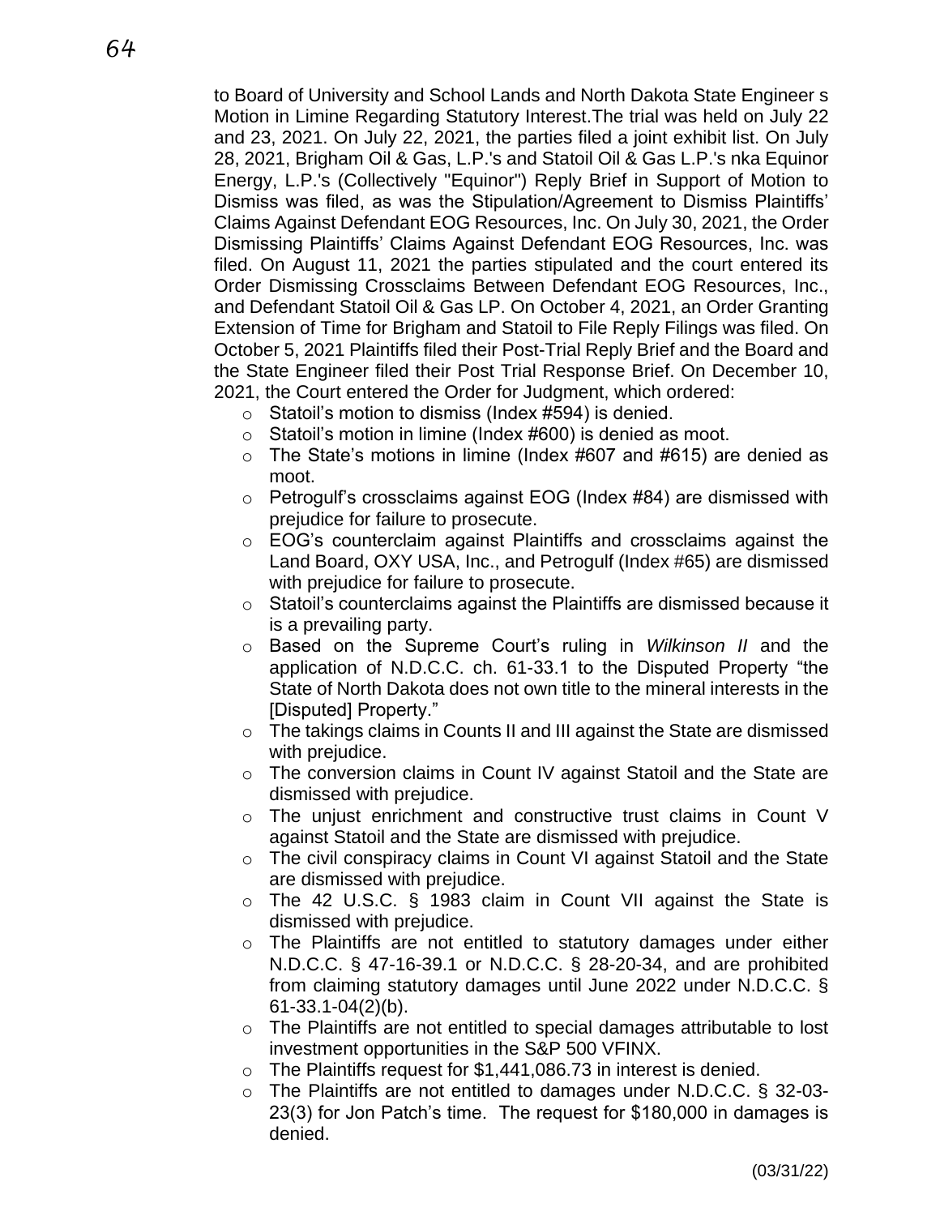to Board of University and School Lands and North Dakota State Engineer s Motion in Limine Regarding Statutory Interest.The trial was held on July 22 and 23, 2021. On July 22, 2021, the parties filed a joint exhibit list. On July 28, 2021, Brigham Oil & Gas, L.P.'s and Statoil Oil & Gas L.P.'s nka Equinor Energy, L.P.'s (Collectively "Equinor") Reply Brief in Support of Motion to Dismiss was filed, as was the Stipulation/Agreement to Dismiss Plaintiffs' Claims Against Defendant EOG Resources, Inc. On July 30, 2021, the Order Dismissing Plaintiffs' Claims Against Defendant EOG Resources, Inc. was filed. On August 11, 2021 the parties stipulated and the court entered its Order Dismissing Crossclaims Between Defendant EOG Resources, Inc., and Defendant Statoil Oil & Gas LP. On October 4, 2021, an Order Granting Extension of Time for Brigham and Statoil to File Reply Filings was filed. On October 5, 2021 Plaintiffs filed their Post-Trial Reply Brief and the Board and the State Engineer filed their Post Trial Response Brief. On December 10, 2021, the Court entered the Order for Judgment, which ordered:

- Statoil's motion to dismiss (Index #594) is denied.
- Statoil's motion in limine (Index #600) is denied as moot.
- The State's motions in limine (Index #607 and #615) are denied as moot.
- Petrogulf's crossclaims against EOG (Index #84) are dismissed with prejudice for failure to prosecute.
- EOG's counterclaim against Plaintiffs and crossclaims against the Land Board, OXY USA, Inc., and Petrogulf (Index #65) are dismissed with prejudice for failure to prosecute.
- Statoil's counterclaims against the Plaintiffs are dismissed because it is a prevailing party.
- Based on the Supreme Court's ruling in *Wilkinson II* and the application of N.D.C.C. ch. 61-33.1 to the Disputed Property "the State of North Dakota does not own title to the mineral interests in the [Disputed] Property."
- The takings claims in Counts II and III against the State are dismissed with prejudice.
- The conversion claims in Count IV against Statoil and the State are dismissed with prejudice.
- The unjust enrichment and constructive trust claims in Count V against Statoil and the State are dismissed with prejudice.
- The civil conspiracy claims in Count VI against Statoil and the State are dismissed with prejudice.
- The 42 U.S.C. § 1983 claim in Count VII against the State is dismissed with prejudice.
- The Plaintiffs are not entitled to statutory damages under either N.D.C.C. § 47-16-39.1 or N.D.C.C. § 28-20-34, and are prohibited from claiming statutory damages until June 2022 under N.D.C.C. § 61-33.1-04(2)(b).
- The Plaintiffs are not entitled to special damages attributable to lost investment opportunities in the S&P 500 VFINX.
- The Plaintiffs request for $1,441,086.73 in interest is denied.
- The Plaintiffs are not entitled to damages under N.D.C.C. § 32-03-23(3) for Jon Patch's time. The request for $180,000 in damages is denied.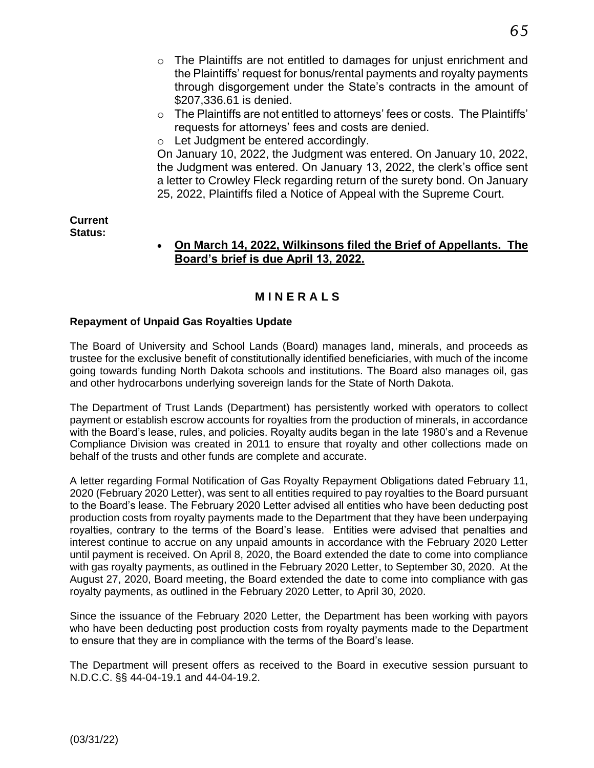- The Plaintiffs are not entitled to damages for unjust enrichment and the Plaintiffs' request for bonus/rental payments and royalty payments through disgorgement under the State's contracts in the amount of $207,336.61 is denied.
- The Plaintiffs are not entitled to attorneys' fees or costs. The Plaintiffs' requests for attorneys' fees and costs are denied.
- Let Judgment be entered accordingly.

On January 10, 2022, the Judgment was entered. On January 10, 2022, the Judgment was entered. On January 13, 2022, the clerk's office sent a letter to Crowley Fleck regarding return of the surety bond. On January 25, 2022, Plaintiffs filed a Notice of Appeal with the Supreme Court.

**Current Status:**

- **On March 14, 2022, Wilkinsons filed the Brief of Appellants. The Board's brief is due April 13, 2022.**

## M I N E R A L S

### Repayment of Unpaid Gas Royalties Update

The Board of University and School Lands (Board) manages land, minerals, and proceeds as trustee for the exclusive benefit of constitutionally identified beneficiaries, with much of the income going towards funding North Dakota schools and institutions. The Board also manages oil, gas and other hydrocarbons underlying sovereign lands for the State of North Dakota.

The Department of Trust Lands (Department) has persistently worked with operators to collect payment or establish escrow accounts for royalties from the production of minerals, in accordance with the Board's lease, rules, and policies. Royalty audits began in the late 1980's and a Revenue Compliance Division was created in 2011 to ensure that royalty and other collections made on behalf of the trusts and other funds are complete and accurate.

A letter regarding Formal Notification of Gas Royalty Repayment Obligations dated February 11, 2020 (February 2020 Letter), was sent to all entities required to pay royalties to the Board pursuant to the Board's lease. The February 2020 Letter advised all entities who have been deducting post production costs from royalty payments made to the Department that they have been underpaying royalties, contrary to the terms of the Board's lease. Entities were advised that penalties and interest continue to accrue on any unpaid amounts in accordance with the February 2020 Letter until payment is received. On April 8, 2020, the Board extended the date to come into compliance with gas royalty payments, as outlined in the February 2020 Letter, to September 30, 2020. At the August 27, 2020, Board meeting, the Board extended the date to come into compliance with gas royalty payments, as outlined in the February 2020 Letter, to April 30, 2020.

Since the issuance of the February 2020 Letter, the Department has been working with payors who have been deducting post production costs from royalty payments made to the Department to ensure that they are in compliance with the terms of the Board's lease.

The Department will present offers as received to the Board in executive session pursuant to N.D.C.C. §§ 44-04-19.1 and 44-04-19.2.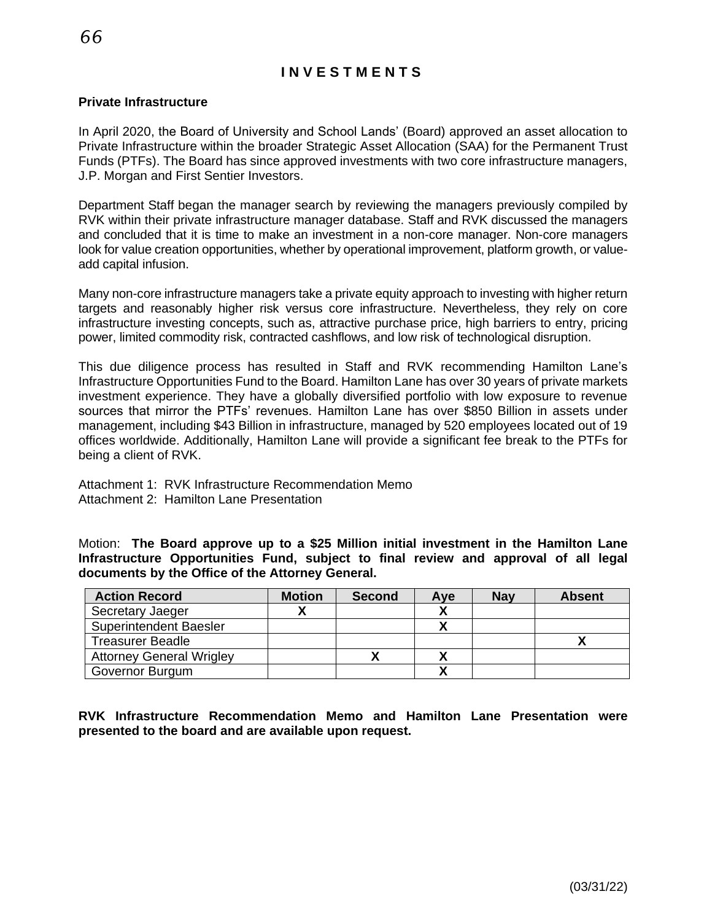# INVESTMENTS

### Private Infrastructure

In April 2020, the Board of University and School Lands' (Board) approved an asset allocation to Private Infrastructure within the broader Strategic Asset Allocation (SAA) for the Permanent Trust Funds (PTFs). The Board has since approved investments with two core infrastructure managers, J.P. Morgan and First Sentier Investors.

Department Staff began the manager search by reviewing the managers previously compiled by RVK within their private infrastructure manager database. Staff and RVK discussed the managers and concluded that it is time to make an investment in a non-core manager. Non-core managers look for value creation opportunities, whether by operational improvement, platform growth, or value-add capital infusion.

Many non-core infrastructure managers take a private equity approach to investing with higher return targets and reasonably higher risk versus core infrastructure. Nevertheless, they rely on core infrastructure investing concepts, such as, attractive purchase price, high barriers to entry, pricing power, limited commodity risk, contracted cashflows, and low risk of technological disruption.

This due diligence process has resulted in Staff and RVK recommending Hamilton Lane's Infrastructure Opportunities Fund to the Board. Hamilton Lane has over 30 years of private markets investment experience. They have a globally diversified portfolio with low exposure to revenue sources that mirror the PTFs' revenues. Hamilton Lane has over $850 Billion in assets under management, including $43 Billion in infrastructure, managed by 520 employees located out of 19 offices worldwide. Additionally, Hamilton Lane will provide a significant fee break to the PTFs for being a client of RVK.

Attachment 1: RVK Infrastructure Recommendation Memo
Attachment 2: Hamilton Lane Presentation

Motion: **The Board approve up to a $25 Million initial investment in the Hamilton Lane Infrastructure Opportunities Fund, subject to final review and approval of all legal documents by the Office of the Attorney General.**

| Action Record | Motion | Second | Aye | Nay | Absent |
|---|---|---|---|---|---|
| Secretary Jaeger | X | | X | | |
| Superintendent Baesler | | | X | | |
| Treasurer Beadle | | | | | X |
| Attorney General Wrigley | | X | X | | |
| Governor Burgum | | | X | | |

**RVK Infrastructure Recommendation Memo and Hamilton Lane Presentation were presented to the board and are available upon request.**

(03/31/22)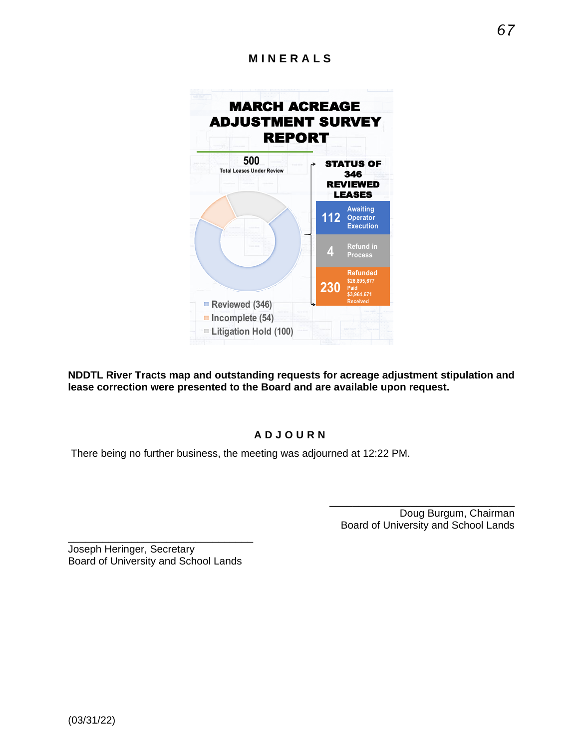## MINERALS

MARCH ACREAGE ADJUSTMENT SURVEY REPORT

500

Total Leases Under Review

STATUS OF 346 REVIEWED LEASES

112 Awaiting Operator Execution

4 Refund in Process

230 Refunded $26,895,677 Paid $3,964,671 Received

Reviewed (346)

Incomplete (54)

Litigation Hold (100)

**NDDTL River Tracts map and outstanding requests for acreage adjustment stipulation and lease correction were presented to the Board and are available upon request.**

## ADJOURN

There being no further business, the meeting was adjourned at 12:22 PM.

\_\_\_\_\_\_\_\_\_\_\_\_\_\_\_\_\_\_\_\_\_\_\_\_\_\_\_\_\_\_\_\_\_\_\_\_\_\_
Doug Burgum, Chairman
Board of University and School Lands

\_\_\_\_\_\_\_\_\_\_\_\_\_\_\_\_\_\_\_\_\_\_\_\_\_\_\_\_\_\_\_\_\_\_\_\_\_\_
Joseph Heringer, Secretary
Board of University and School Lands

(03/31/22)